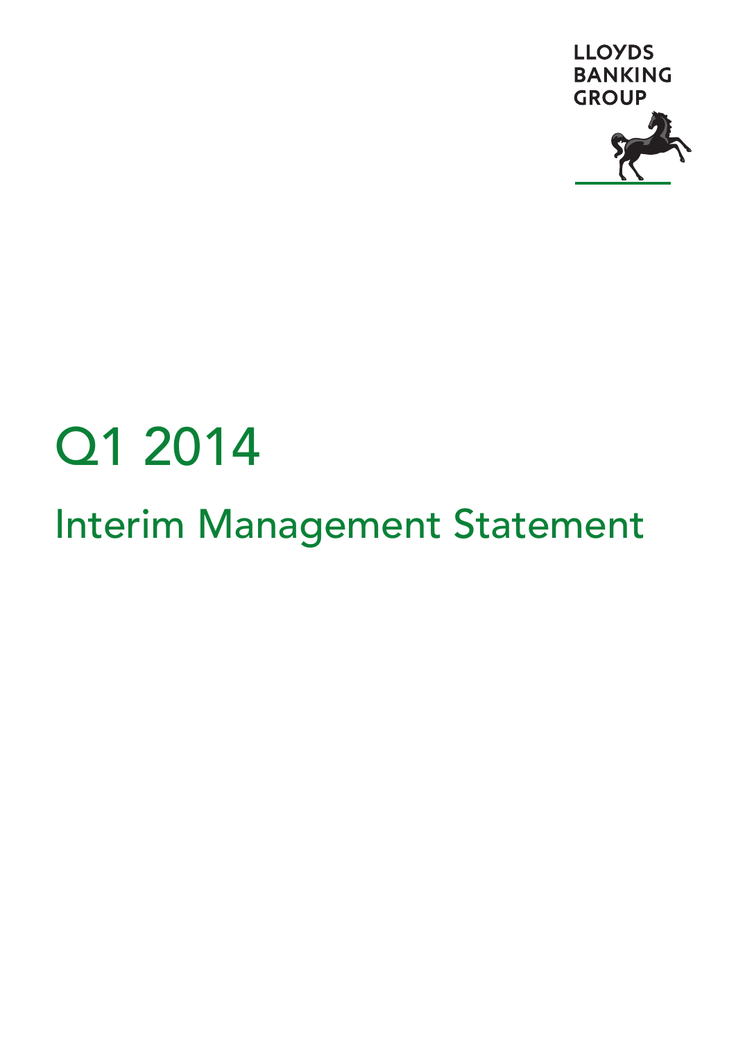LLOYDS BANKING GROUP

# Q1 2014

## Interim Management Statement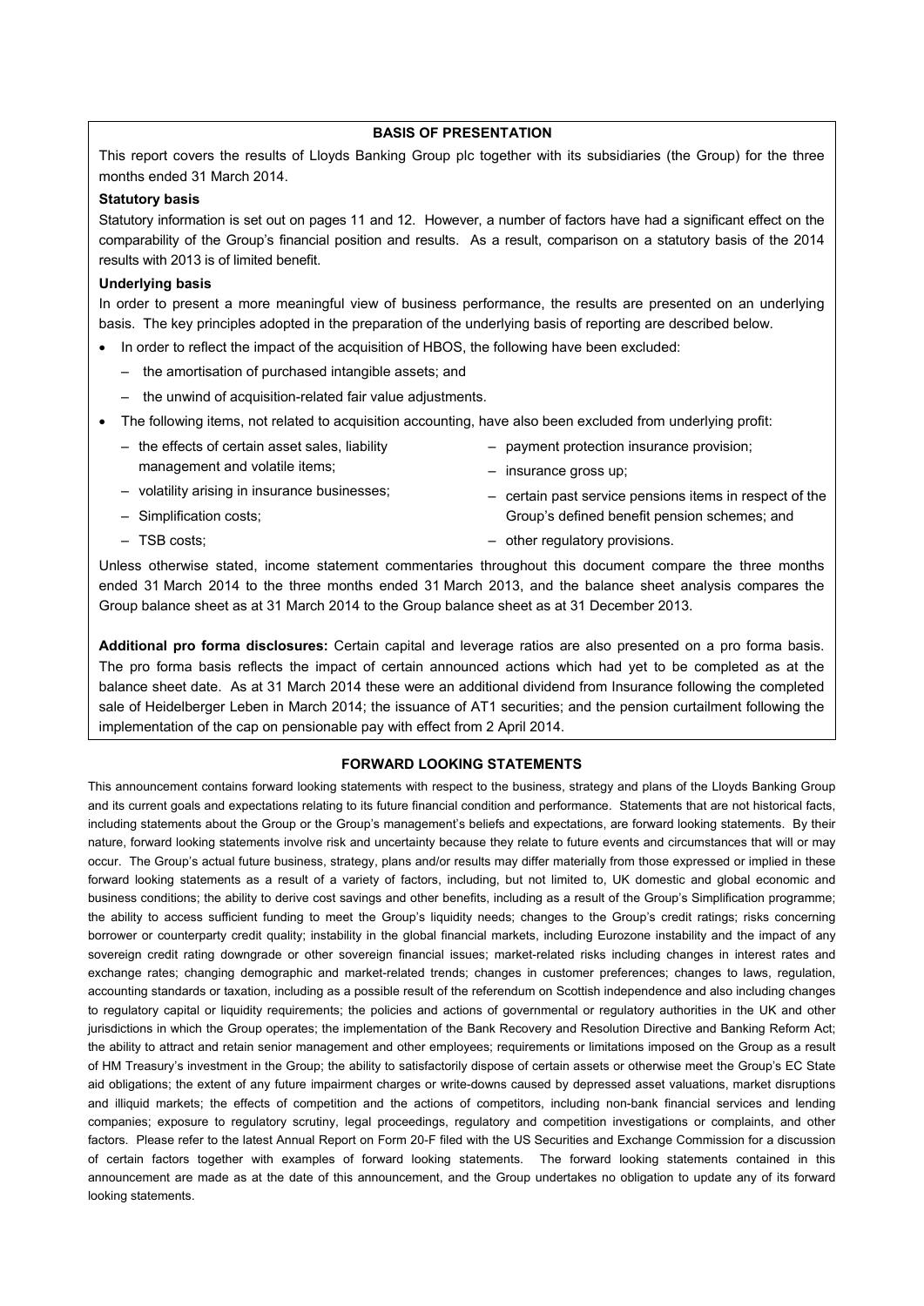## BASIS OF PRESENTATION

This report covers the results of Lloyds Banking Group plc together with its subsidiaries (the Group) for the three months ended 31 March 2014.

**Statutory basis**

Statutory information is set out on pages 11 and 12. However, a number of factors have had a significant effect on the comparability of the Group's financial position and results. As a result, comparison on a statutory basis of the 2014 results with 2013 is of limited benefit.

**Underlying basis**

In order to present a more meaningful view of business performance, the results are presented on an underlying basis. The key principles adopted in the preparation of the underlying basis of reporting are described below.

- In order to reflect the impact of the acquisition of HBOS, the following have been excluded:
  - the amortisation of purchased intangible assets; and
  - the unwind of acquisition-related fair value adjustments.
- The following items, not related to acquisition accounting, have also been excluded from underlying profit:
  - the effects of certain asset sales, liability management and volatile items;
  - volatility arising in insurance businesses;
  - Simplification costs;
  - TSB costs;
  - payment protection insurance provision;
  - insurance gross up;
  - certain past service pensions items in respect of the Group's defined benefit pension schemes; and
  - other regulatory provisions.

Unless otherwise stated, income statement commentaries throughout this document compare the three months ended 31 March 2014 to the three months ended 31 March 2013, and the balance sheet analysis compares the Group balance sheet as at 31 March 2014 to the Group balance sheet as at 31 December 2013.

**Additional pro forma disclosures:** Certain capital and leverage ratios are also presented on a pro forma basis. The pro forma basis reflects the impact of certain announced actions which had yet to be completed as at the balance sheet date. As at 31 March 2014 these were an additional dividend from Insurance following the completed sale of Heidelberger Leben in March 2014; the issuance of AT1 securities; and the pension curtailment following the implementation of the cap on pensionable pay with effect from 2 April 2014.

## FORWARD LOOKING STATEMENTS

This announcement contains forward looking statements with respect to the business, strategy and plans of the Lloyds Banking Group and its current goals and expectations relating to its future financial condition and performance. Statements that are not historical facts, including statements about the Group or the Group's management's beliefs and expectations, are forward looking statements. By their nature, forward looking statements involve risk and uncertainty because they relate to future events and circumstances that will or may occur. The Group's actual future business, strategy, plans and/or results may differ materially from those expressed or implied in these forward looking statements as a result of a variety of factors, including, but not limited to, UK domestic and global economic and business conditions; the ability to derive cost savings and other benefits, including as a result of the Group's Simplification programme; the ability to access sufficient funding to meet the Group's liquidity needs; changes to the Group's credit ratings; risks concerning borrower or counterparty credit quality; instability in the global financial markets, including Eurozone instability and the impact of any sovereign credit rating downgrade or other sovereign financial issues; market-related risks including changes in interest rates and exchange rates; changing demographic and market-related trends; changes in customer preferences; changes to laws, regulation, accounting standards or taxation, including as a possible result of the referendum on Scottish independence and also including changes to regulatory capital or liquidity requirements; the policies and actions of governmental or regulatory authorities in the UK and other jurisdictions in which the Group operates; the implementation of the Bank Recovery and Resolution Directive and Banking Reform Act; the ability to attract and retain senior management and other employees; requirements or limitations imposed on the Group as a result of HM Treasury's investment in the Group; the ability to satisfactorily dispose of certain assets or otherwise meet the Group's EC State aid obligations; the extent of any future impairment charges or write-downs caused by depressed asset valuations, market disruptions and illiquid markets; the effects of competition and the actions of competitors, including non-bank financial services and lending companies; exposure to regulatory scrutiny, legal proceedings, regulatory and competition investigations or complaints, and other factors. Please refer to the latest Annual Report on Form 20-F filed with the US Securities and Exchange Commission for a discussion of certain factors together with examples of forward looking statements. The forward looking statements contained in this announcement are made as at the date of this announcement, and the Group undertakes no obligation to update any of its forward looking statements.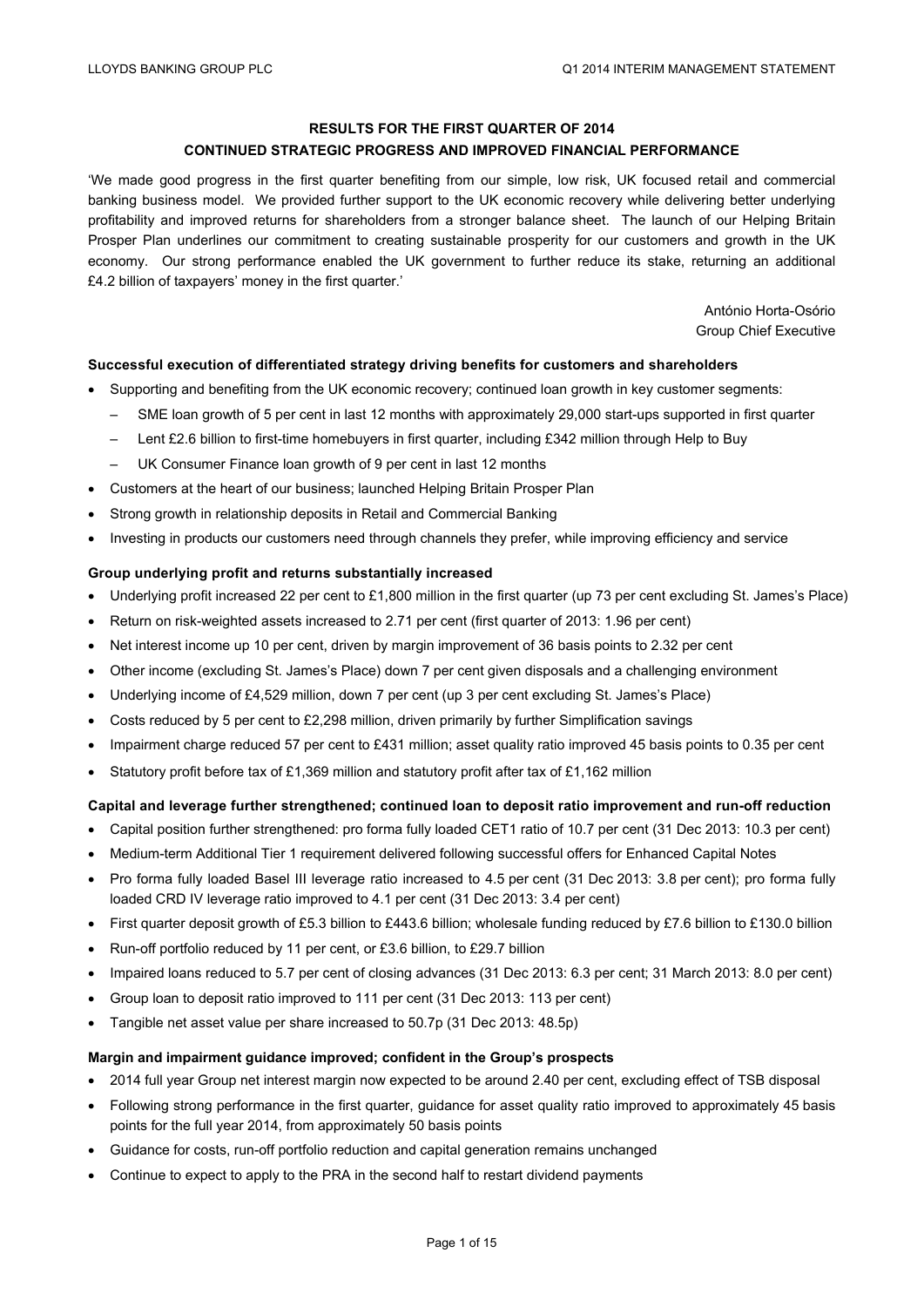## RESULTS FOR THE FIRST QUARTER OF 2014
## CONTINUED STRATEGIC PROGRESS AND IMPROVED FINANCIAL PERFORMANCE

'We made good progress in the first quarter benefiting from our simple, low risk, UK focused retail and commercial banking business model. We provided further support to the UK economic recovery while delivering better underlying profitability and improved returns for shareholders from a stronger balance sheet. The launch of our Helping Britain Prosper Plan underlines our commitment to creating sustainable prosperity for our customers and growth in the UK economy. Our strong performance enabled the UK government to further reduce its stake, returning an additional £4.2 billion of taxpayers' money in the first quarter.'

António Horta-Osório
Group Chief Executive

**Successful execution of differentiated strategy driving benefits for customers and shareholders**

- Supporting and benefiting from the UK economic recovery; continued loan growth in key customer segments:
  - SME loan growth of 5 per cent in last 12 months with approximately 29,000 start-ups supported in first quarter
  - Lent £2.6 billion to first-time homebuyers in first quarter, including £342 million through Help to Buy
  - UK Consumer Finance loan growth of 9 per cent in last 12 months
- Customers at the heart of our business; launched Helping Britain Prosper Plan
- Strong growth in relationship deposits in Retail and Commercial Banking
- Investing in products our customers need through channels they prefer, while improving efficiency and service

**Group underlying profit and returns substantially increased**

- Underlying profit increased 22 per cent to £1,800 million in the first quarter (up 73 per cent excluding St. James's Place)
- Return on risk-weighted assets increased to 2.71 per cent (first quarter of 2013: 1.96 per cent)
- Net interest income up 10 per cent, driven by margin improvement of 36 basis points to 2.32 per cent
- Other income (excluding St. James's Place) down 7 per cent given disposals and a challenging environment
- Underlying income of £4,529 million, down 7 per cent (up 3 per cent excluding St. James's Place)
- Costs reduced by 5 per cent to £2,298 million, driven primarily by further Simplification savings
- Impairment charge reduced 57 per cent to £431 million; asset quality ratio improved 45 basis points to 0.35 per cent
- Statutory profit before tax of £1,369 million and statutory profit after tax of £1,162 million

**Capital and leverage further strengthened; continued loan to deposit ratio improvement and run-off reduction**

- Capital position further strengthened: pro forma fully loaded CET1 ratio of 10.7 per cent (31 Dec 2013: 10.3 per cent)
- Medium-term Additional Tier 1 requirement delivered following successful offers for Enhanced Capital Notes
- Pro forma fully loaded Basel III leverage ratio increased to 4.5 per cent (31 Dec 2013: 3.8 per cent); pro forma fully loaded CRD IV leverage ratio improved to 4.1 per cent (31 Dec 2013: 3.4 per cent)
- First quarter deposit growth of £5.3 billion to £443.6 billion; wholesale funding reduced by £7.6 billion to £130.0 billion
- Run-off portfolio reduced by 11 per cent, or £3.6 billion, to £29.7 billion
- Impaired loans reduced to 5.7 per cent of closing advances (31 Dec 2013: 6.3 per cent; 31 March 2013: 8.0 per cent)
- Group loan to deposit ratio improved to 111 per cent (31 Dec 2013: 113 per cent)
- Tangible net asset value per share increased to 50.7p (31 Dec 2013: 48.5p)

**Margin and impairment guidance improved; confident in the Group's prospects**

- 2014 full year Group net interest margin now expected to be around 2.40 per cent, excluding effect of TSB disposal
- Following strong performance in the first quarter, guidance for asset quality ratio improved to approximately 45 basis points for the full year 2014, from approximately 50 basis points
- Guidance for costs, run-off portfolio reduction and capital generation remains unchanged
- Continue to expect to apply to the PRA in the second half to restart dividend payments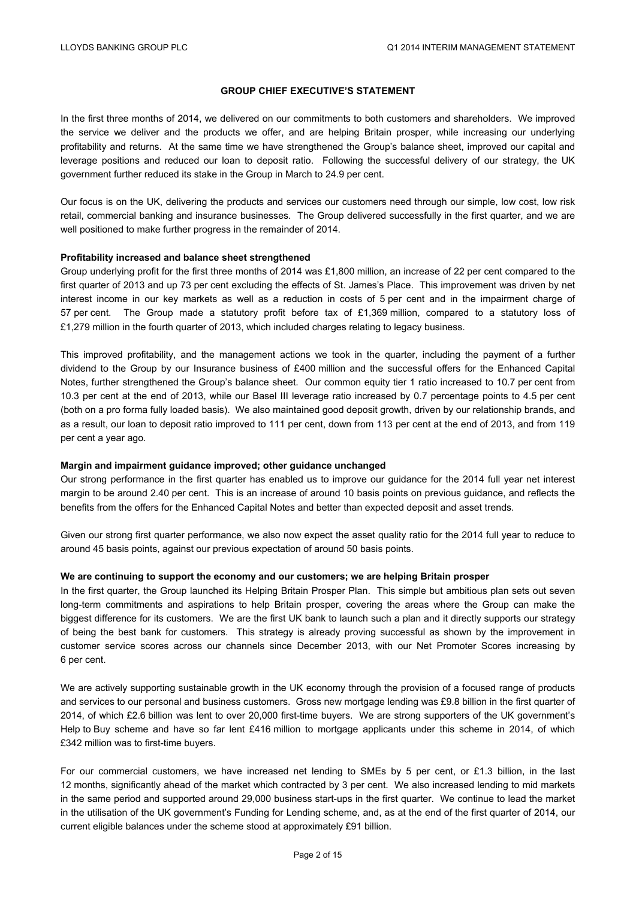## GROUP CHIEF EXECUTIVE'S STATEMENT

In the first three months of 2014, we delivered on our commitments to both customers and shareholders. We improved the service we deliver and the products we offer, and are helping Britain prosper, while increasing our underlying profitability and returns. At the same time we have strengthened the Group's balance sheet, improved our capital and leverage positions and reduced our loan to deposit ratio. Following the successful delivery of our strategy, the UK government further reduced its stake in the Group in March to 24.9 per cent.

Our focus is on the UK, delivering the products and services our customers need through our simple, low cost, low risk retail, commercial banking and insurance businesses. The Group delivered successfully in the first quarter, and we are well positioned to make further progress in the remainder of 2014.

**Profitability increased and balance sheet strengthened**

Group underlying profit for the first three months of 2014 was £1,800 million, an increase of 22 per cent compared to the first quarter of 2013 and up 73 per cent excluding the effects of St. James's Place. This improvement was driven by net interest income in our key markets as well as a reduction in costs of 5 per cent and in the impairment charge of 57 per cent. The Group made a statutory profit before tax of £1,369 million, compared to a statutory loss of £1,279 million in the fourth quarter of 2013, which included charges relating to legacy business.

This improved profitability, and the management actions we took in the quarter, including the payment of a further dividend to the Group by our Insurance business of £400 million and the successful offers for the Enhanced Capital Notes, further strengthened the Group's balance sheet. Our common equity tier 1 ratio increased to 10.7 per cent from 10.3 per cent at the end of 2013, while our Basel III leverage ratio increased by 0.7 percentage points to 4.5 per cent (both on a pro forma fully loaded basis). We also maintained good deposit growth, driven by our relationship brands, and as a result, our loan to deposit ratio improved to 111 per cent, down from 113 per cent at the end of 2013, and from 119 per cent a year ago.

**Margin and impairment guidance improved; other guidance unchanged**

Our strong performance in the first quarter has enabled us to improve our guidance for the 2014 full year net interest margin to be around 2.40 per cent. This is an increase of around 10 basis points on previous guidance, and reflects the benefits from the offers for the Enhanced Capital Notes and better than expected deposit and asset trends.

Given our strong first quarter performance, we also now expect the asset quality ratio for the 2014 full year to reduce to around 45 basis points, against our previous expectation of around 50 basis points.

**We are continuing to support the economy and our customers; we are helping Britain prosper**

In the first quarter, the Group launched its Helping Britain Prosper Plan. This simple but ambitious plan sets out seven long-term commitments and aspirations to help Britain prosper, covering the areas where the Group can make the biggest difference for its customers. We are the first UK bank to launch such a plan and it directly supports our strategy of being the best bank for customers. This strategy is already proving successful as shown by the improvement in customer service scores across our channels since December 2013, with our Net Promoter Scores increasing by 6 per cent.

We are actively supporting sustainable growth in the UK economy through the provision of a focused range of products and services to our personal and business customers. Gross new mortgage lending was £9.8 billion in the first quarter of 2014, of which £2.6 billion was lent to over 20,000 first-time buyers. We are strong supporters of the UK government's Help to Buy scheme and have so far lent £416 million to mortgage applicants under this scheme in 2014, of which £342 million was to first-time buyers.

For our commercial customers, we have increased net lending to SMEs by 5 per cent, or £1.3 billion, in the last 12 months, significantly ahead of the market which contracted by 3 per cent. We also increased lending to mid markets in the same period and supported around 29,000 business start-ups in the first quarter. We continue to lead the market in the utilisation of the UK government's Funding for Lending scheme, and, as at the end of the first quarter of 2014, our current eligible balances under the scheme stood at approximately £91 billion.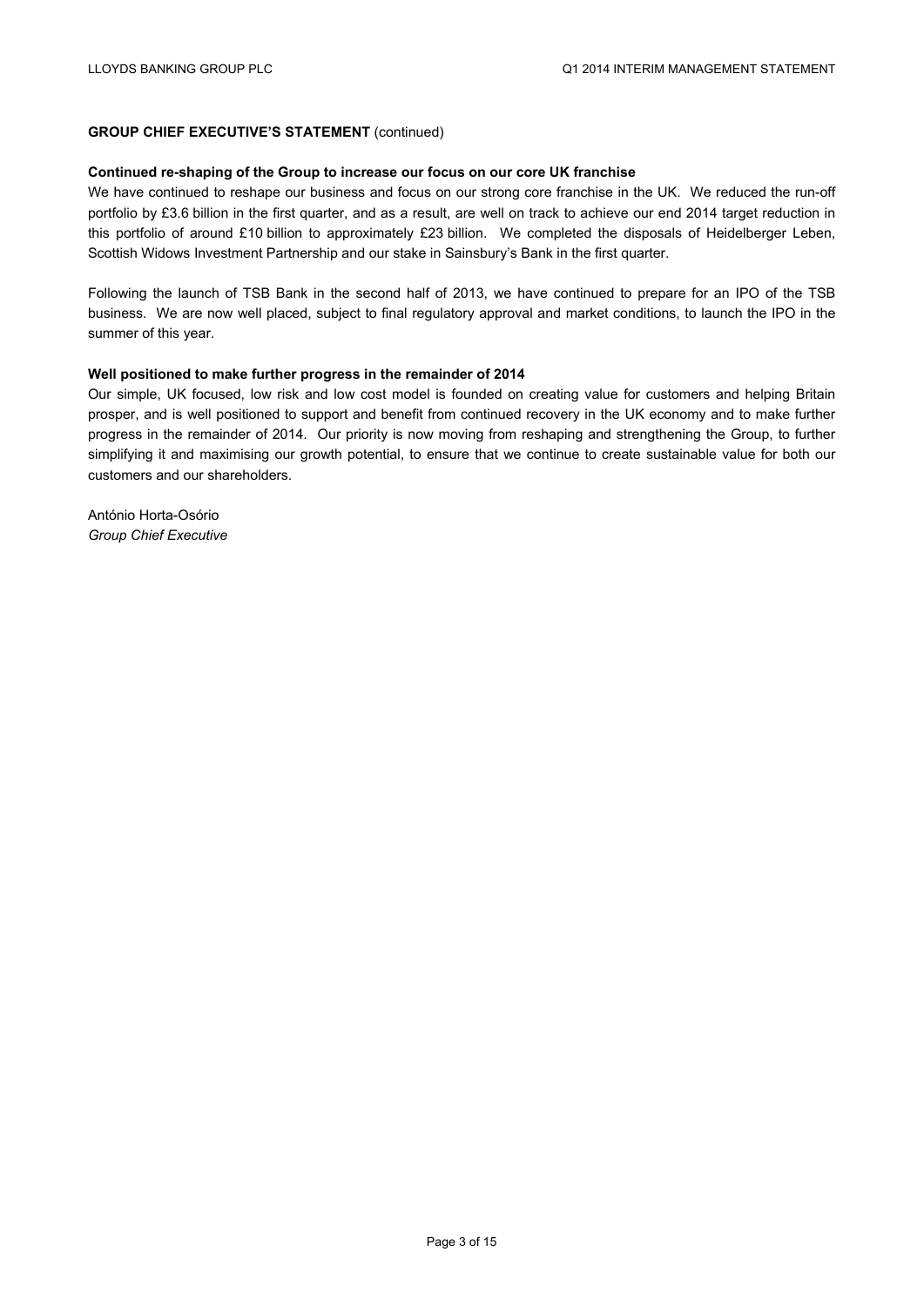**GROUP CHIEF EXECUTIVE'S STATEMENT** (continued)

**Continued re-shaping of the Group to increase our focus on our core UK franchise**

We have continued to reshape our business and focus on our strong core franchise in the UK. We reduced the run-off portfolio by £3.6 billion in the first quarter, and as a result, are well on track to achieve our end 2014 target reduction in this portfolio of around £10 billion to approximately £23 billion. We completed the disposals of Heidelberger Leben, Scottish Widows Investment Partnership and our stake in Sainsbury's Bank in the first quarter.

Following the launch of TSB Bank in the second half of 2013, we have continued to prepare for an IPO of the TSB business. We are now well placed, subject to final regulatory approval and market conditions, to launch the IPO in the summer of this year.

**Well positioned to make further progress in the remainder of 2014**

Our simple, UK focused, low risk and low cost model is founded on creating value for customers and helping Britain prosper, and is well positioned to support and benefit from continued recovery in the UK economy and to make further progress in the remainder of 2014. Our priority is now moving from reshaping and strengthening the Group, to further simplifying it and maximising our growth potential, to ensure that we continue to create sustainable value for both our customers and our shareholders.

António Horta-Osório
*Group Chief Executive*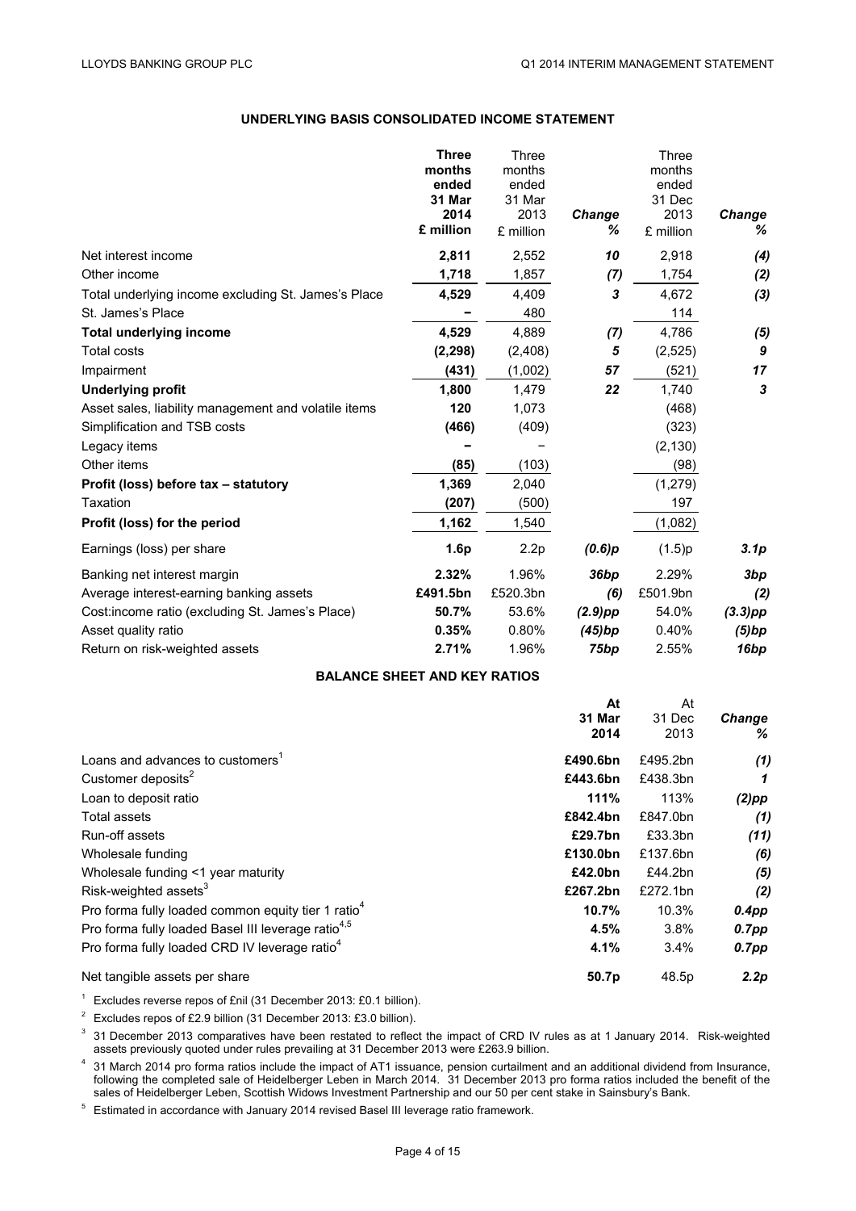## UNDERLYING BASIS CONSOLIDATED INCOME STATEMENT

| | **Three months ended 31 Mar 2014 £ million** | Three months ended 31 Mar 2013 £ million | ***Change %*** | Three months ended 31 Dec 2013 £ million | ***Change %*** |
|---|---|---|---|---|---|
| Net interest income | **2,811** | 2,552 | ***10*** | 2,918 | ***(4)*** |
| Other income | **1,718** | 1,857 | ***(7)*** | 1,754 | ***(2)*** |
| Total underlying income excluding St. James's Place | **4,529** | 4,409 | ***3*** | 4,672 | ***(3)*** |
| St. James's Place | **–** | 480 | | 114 | |
| **Total underlying income** | **4,529** | 4,889 | ***(7)*** | 4,786 | ***(5)*** |
| Total costs | **(2,298)** | (2,408) | ***5*** | (2,525) | ***9*** |
| Impairment | **(431)** | (1,002) | ***57*** | (521) | ***17*** |
| **Underlying profit** | **1,800** | 1,479 | ***22*** | 1,740 | ***3*** |
| Asset sales, liability management and volatile items | **120** | 1,073 | | (468) | |
| Simplification and TSB costs | **(466)** | (409) | | (323) | |
| Legacy items | **–** | – | | (2,130) | |
| Other items | **(85)** | (103) | | (98) | |
| **Profit (loss) before tax – statutory** | **1,369** | 2,040 | | (1,279) | |
| Taxation | **(207)** | (500) | | 197 | |
| **Profit (loss) for the period** | **1,162** | 1,540 | | (1,082) | |
| Earnings (loss) per share | **1.6p** | 2.2p | ***(0.6)p*** | (1.5)p | ***3.1p*** |
| Banking net interest margin | **2.32%** | 1.96% | ***36bp*** | 2.29% | ***3bp*** |
| Average interest-earning banking assets | **£491.5bn** | £520.3bn | ***(6)*** | £501.9bn | ***(2)*** |
| Cost:income ratio (excluding St. James's Place) | **50.7%** | 53.6% | ***(2.9)pp*** | 54.0% | ***(3.3)pp*** |
| Asset quality ratio | **0.35%** | 0.80% | ***(45)bp*** | 0.40% | ***(5)bp*** |
| Return on risk-weighted assets | **2.71%** | 1.96% | ***75bp*** | 2.55% | ***16bp*** |

## BALANCE SHEET AND KEY RATIOS

| | **At 31 Mar 2014** | At 31 Dec 2013 | ***Change %*** |
|---|---|---|---|
| Loans and advances to customers[1] | **£490.6bn** | £495.2bn | ***(1)*** |
| Customer deposits[2] | **£443.6bn** | £438.3bn | ***1*** |
| Loan to deposit ratio | **111%** | 113% | ***(2)pp*** |
| Total assets | **£842.4bn** | £847.0bn | ***(1)*** |
| Run-off assets | **£29.7bn** | £33.3bn | ***(11)*** |
| Wholesale funding | **£130.0bn** | £137.6bn | ***(6)*** |
| Wholesale funding <1 year maturity | **£42.0bn** | £44.2bn | ***(5)*** |
| Risk-weighted assets[3] | **£267.2bn** | £272.1bn | ***(2)*** |
| Pro forma fully loaded common equity tier 1 ratio[4] | **10.7%** | 10.3% | ***0.4pp*** |
| Pro forma fully loaded Basel III leverage ratio[4,5] | **4.5%** | 3.8% | ***0.7pp*** |
| Pro forma fully loaded CRD IV leverage ratio[4] | **4.1%** | 3.4% | ***0.7pp*** |
| Net tangible assets per share | **50.7p** | 48.5p | ***2.2p*** |

[1] Excludes reverse repos of £nil (31 December 2013: £0.1 billion).

[2] Excludes repos of £2.9 billion (31 December 2013: £3.0 billion).

[3] 31 December 2013 comparatives have been restated to reflect the impact of CRD IV rules as at 1 January 2014. Risk-weighted assets previously quoted under rules prevailing at 31 December 2013 were £263.9 billion.

[4] 31 March 2014 pro forma ratios include the impact of AT1 issuance, pension curtailment and an additional dividend from Insurance, following the completed sale of Heidelberger Leben in March 2014. 31 December 2013 pro forma ratios included the benefit of the sales of Heidelberger Leben, Scottish Widows Investment Partnership and our 50 per cent stake in Sainsbury's Bank.

[5] Estimated in accordance with January 2014 revised Basel III leverage ratio framework.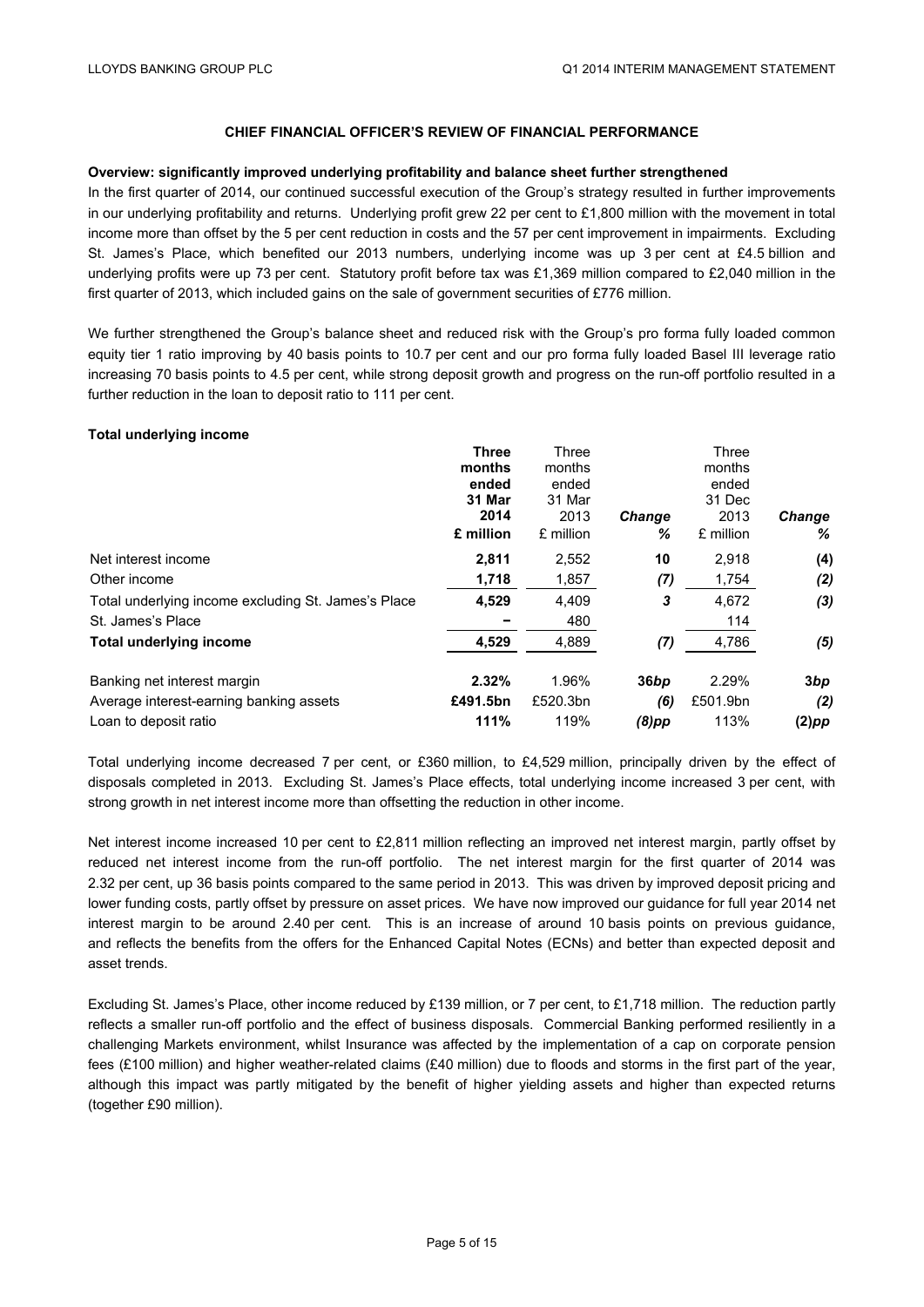### CHIEF FINANCIAL OFFICER'S REVIEW OF FINANCIAL PERFORMANCE

**Overview: significantly improved underlying profitability and balance sheet further strengthened**

In the first quarter of 2014, our continued successful execution of the Group's strategy resulted in further improvements in our underlying profitability and returns. Underlying profit grew 22 per cent to £1,800 million with the movement in total income more than offset by the 5 per cent reduction in costs and the 57 per cent improvement in impairments. Excluding St. James's Place, which benefited our 2013 numbers, underlying income was up 3 per cent at £4.5 billion and underlying profits were up 73 per cent. Statutory profit before tax was £1,369 million compared to £2,040 million in the first quarter of 2013, which included gains on the sale of government securities of £776 million.

We further strengthened the Group's balance sheet and reduced risk with the Group's pro forma fully loaded common equity tier 1 ratio improving by 40 basis points to 10.7 per cent and our pro forma fully loaded Basel III leverage ratio increasing 70 basis points to 4.5 per cent, while strong deposit growth and progress on the run-off portfolio resulted in a further reduction in the loan to deposit ratio to 111 per cent.

**Total underlying income**

| | **Three months ended 31 Mar 2014 £ million** | Three months ended 31 Mar 2013 £ million | ***Change %*** | Three months ended 31 Dec 2013 £ million | ***Change %*** |
|---|---|---|---|---|---|
| Net interest income | **2,811** | 2,552 | **10** | 2,918 | **(4)** |
| Other income | **1,718** | 1,857 | ***(7)*** | 1,754 | ***(2)*** |
| Total underlying income excluding St. James's Place | **4,529** | 4,409 | ***3*** | 4,672 | ***(3)*** |
| St. James's Place | **–** | 480 | | 114 | |
| **Total underlying income** | **4,529** | 4,889 | ***(7)*** | 4,786 | ***(5)*** |
| | | | | | |
| Banking net interest margin | **2.32%** | 1.96% | **36*bp*** | 2.29% | **3*bp*** |
| Average interest-earning banking assets | **£491.5bn** | £520.3bn | ***(6)*** | £501.9bn | ***(2)*** |
| Loan to deposit ratio | **111%** | 119% | ***(8)pp*** | 113% | **(2)*pp*** |

Total underlying income decreased 7 per cent, or £360 million, to £4,529 million, principally driven by the effect of disposals completed in 2013. Excluding St. James's Place effects, total underlying income increased 3 per cent, with strong growth in net interest income more than offsetting the reduction in other income.

Net interest income increased 10 per cent to £2,811 million reflecting an improved net interest margin, partly offset by reduced net interest income from the run-off portfolio. The net interest margin for the first quarter of 2014 was 2.32 per cent, up 36 basis points compared to the same period in 2013. This was driven by improved deposit pricing and lower funding costs, partly offset by pressure on asset prices. We have now improved our guidance for full year 2014 net interest margin to be around 2.40 per cent. This is an increase of around 10 basis points on previous guidance, and reflects the benefits from the offers for the Enhanced Capital Notes (ECNs) and better than expected deposit and asset trends.

Excluding St. James's Place, other income reduced by £139 million, or 7 per cent, to £1,718 million. The reduction partly reflects a smaller run-off portfolio and the effect of business disposals. Commercial Banking performed resiliently in a challenging Markets environment, whilst Insurance was affected by the implementation of a cap on corporate pension fees (£100 million) and higher weather-related claims (£40 million) due to floods and storms in the first part of the year, although this impact was partly mitigated by the benefit of higher yielding assets and higher than expected returns (together £90 million).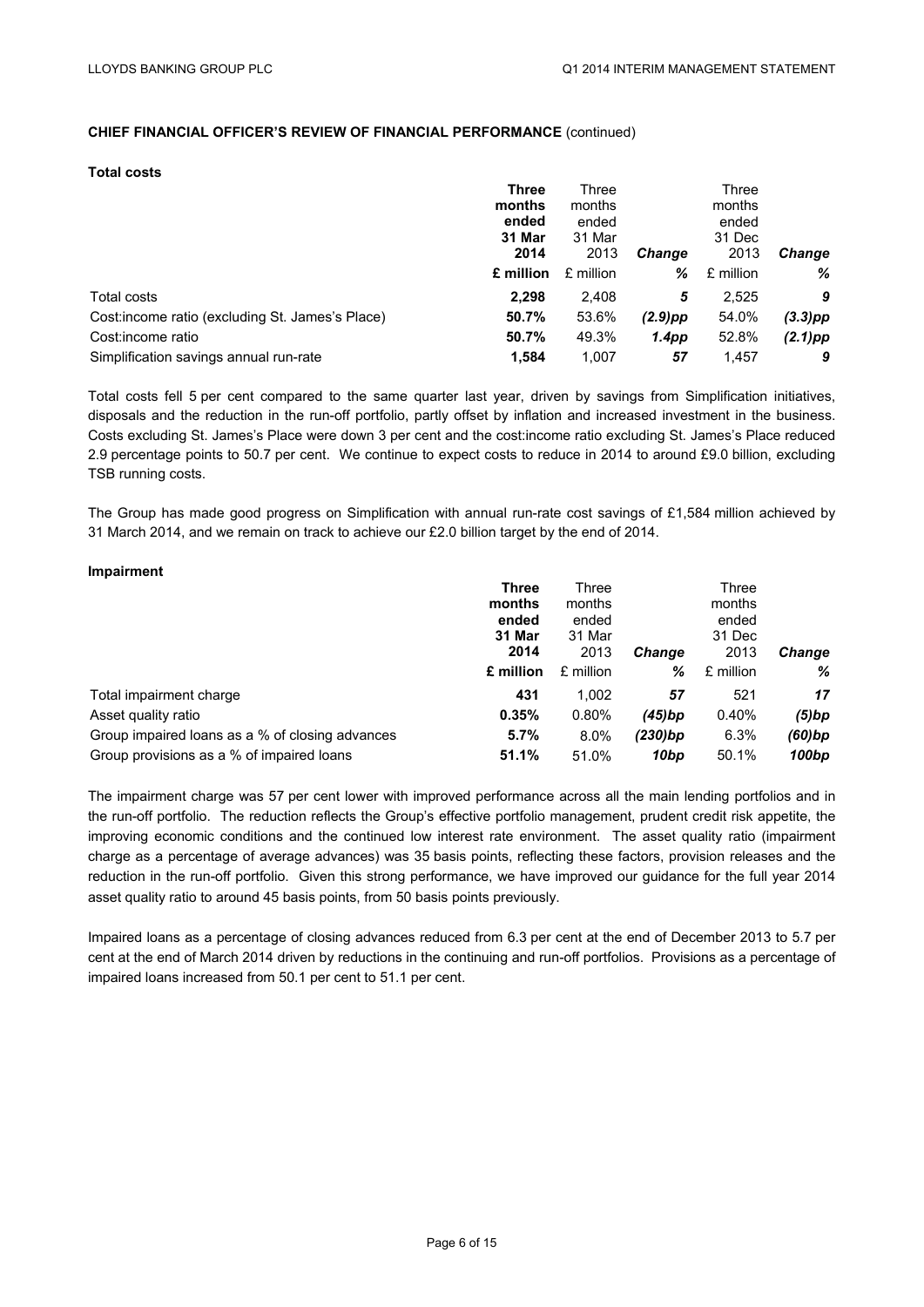**CHIEF FINANCIAL OFFICER'S REVIEW OF FINANCIAL PERFORMANCE** (continued)

**Total costs**

| | **Three months ended 31 Mar 2014** | Three months ended 31 Mar 2013 | *Change* | Three months ended 31 Dec 2013 | *Change* |
|---|---|---|---|---|---|
| | **£ million** | £ million | *%* | £ million | *%* |
| Total costs | **2,298** | 2,408 | ***5*** | 2,525 | ***9*** |
| Cost:income ratio (excluding St. James's Place) | **50.7%** | 53.6% | ***(2.9)pp*** | 54.0% | ***(3.3)pp*** |
| Cost:income ratio | **50.7%** | 49.3% | ***1.4pp*** | 52.8% | ***(2.1)pp*** |
| Simplification savings annual run-rate | **1,584** | 1,007 | ***57*** | 1,457 | ***9*** |

Total costs fell 5 per cent compared to the same quarter last year, driven by savings from Simplification initiatives, disposals and the reduction in the run-off portfolio, partly offset by inflation and increased investment in the business. Costs excluding St. James's Place were down 3 per cent and the cost:income ratio excluding St. James's Place reduced 2.9 percentage points to 50.7 per cent. We continue to expect costs to reduce in 2014 to around £9.0 billion, excluding TSB running costs.

The Group has made good progress on Simplification with annual run-rate cost savings of £1,584 million achieved by 31 March 2014, and we remain on track to achieve our £2.0 billion target by the end of 2014.

**Impairment**

| | **Three months ended 31 Mar 2014** | Three months ended 31 Mar 2013 | *Change* | Three months ended 31 Dec 2013 | *Change* |
|---|---|---|---|---|---|
| | **£ million** | £ million | *%* | £ million | *%* |
| Total impairment charge | **431** | 1,002 | ***57*** | 521 | ***17*** |
| Asset quality ratio | **0.35%** | 0.80% | ***(45)bp*** | 0.40% | ***(5)bp*** |
| Group impaired loans as a % of closing advances | **5.7%** | 8.0% | ***(230)bp*** | 6.3% | ***(60)bp*** |
| Group provisions as a % of impaired loans | **51.1%** | 51.0% | ***10bp*** | 50.1% | ***100bp*** |

The impairment charge was 57 per cent lower with improved performance across all the main lending portfolios and in the run-off portfolio. The reduction reflects the Group's effective portfolio management, prudent credit risk appetite, the improving economic conditions and the continued low interest rate environment. The asset quality ratio (impairment charge as a percentage of average advances) was 35 basis points, reflecting these factors, provision releases and the reduction in the run-off portfolio. Given this strong performance, we have improved our guidance for the full year 2014 asset quality ratio to around 45 basis points, from 50 basis points previously.

Impaired loans as a percentage of closing advances reduced from 6.3 per cent at the end of December 2013 to 5.7 per cent at the end of March 2014 driven by reductions in the continuing and run-off portfolios. Provisions as a percentage of impaired loans increased from 50.1 per cent to 51.1 per cent.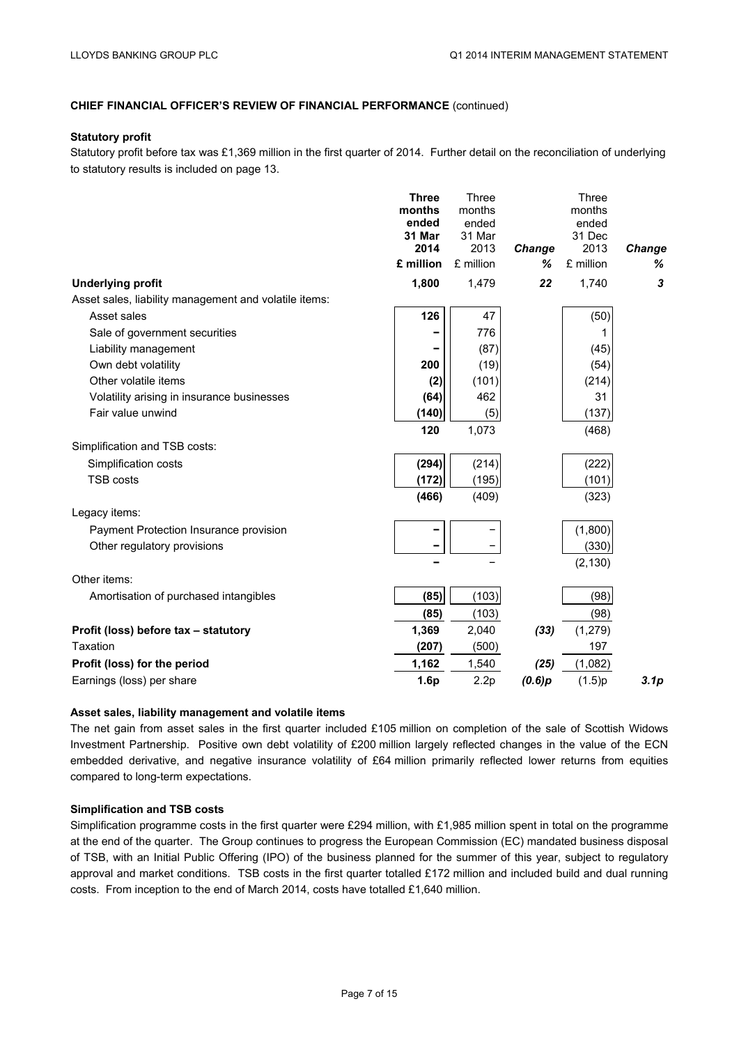**CHIEF FINANCIAL OFFICER'S REVIEW OF FINANCIAL PERFORMANCE** (continued)

**Statutory profit**

Statutory profit before tax was £1,369 million in the first quarter of 2014. Further detail on the reconciliation of underlying to statutory results is included on page 13.

| | **Three months ended 31 Mar 2014 £ million** | Three months ended 31 Mar 2013 £ million | *Change %* | Three months ended 31 Dec 2013 £ million | *Change %* |
|---|---|---|---|---|---|
| **Underlying profit** | **1,800** | 1,479 | ***22*** | 1,740 | ***3*** |
| Asset sales, liability management and volatile items: | | | | | |
| Asset sales | **126** | 47 | | (50) | |
| Sale of government securities | **–** | 776 | | 1 | |
| Liability management | **–** | (87) | | (45) | |
| Own debt volatility | **200** | (19) | | (54) | |
| Other volatile items | **(2)** | (101) | | (214) | |
| Volatility arising in insurance businesses | **(64)** | 462 | | 31 | |
| Fair value unwind | **(140)** | (5) | | (137) | |
| | **120** | 1,073 | | (468) | |
| Simplification and TSB costs: | | | | | |
| Simplification costs | **(294)** | (214) | | (222) | |
| TSB costs | **(172)** | (195) | | (101) | |
| | **(466)** | (409) | | (323) | |
| Legacy items: | | | | | |
| Payment Protection Insurance provision | **–** | – | | (1,800) | |
| Other regulatory provisions | **–** | – | | (330) | |
| | **–** | – | | (2,130) | |
| Other items: | | | | | |
| Amortisation of purchased intangibles | **(85)** | (103) | | (98) | |
| | **(85)** | (103) | | (98) | |
| **Profit (loss) before tax – statutory** | **1,369** | 2,040 | ***(33)*** | (1,279) | |
| Taxation | **(207)** | (500) | | 197 | |
| **Profit (loss) for the period** | **1,162** | 1,540 | ***(25)*** | (1,082) | |
| Earnings (loss) per share | **1.6p** | 2.2p | ***(0.6)p*** | (1.5)p | ***3.1p*** |

**Asset sales, liability management and volatile items**

The net gain from asset sales in the first quarter included £105 million on completion of the sale of Scottish Widows Investment Partnership. Positive own debt volatility of £200 million largely reflected changes in the value of the ECN embedded derivative, and negative insurance volatility of £64 million primarily reflected lower returns from equities compared to long-term expectations.

**Simplification and TSB costs**

Simplification programme costs in the first quarter were £294 million, with £1,985 million spent in total on the programme at the end of the quarter. The Group continues to progress the European Commission (EC) mandated business disposal of TSB, with an Initial Public Offering (IPO) of the business planned for the summer of this year, subject to regulatory approval and market conditions. TSB costs in the first quarter totalled £172 million and included build and dual running costs. From inception to the end of March 2014, costs have totalled £1,640 million.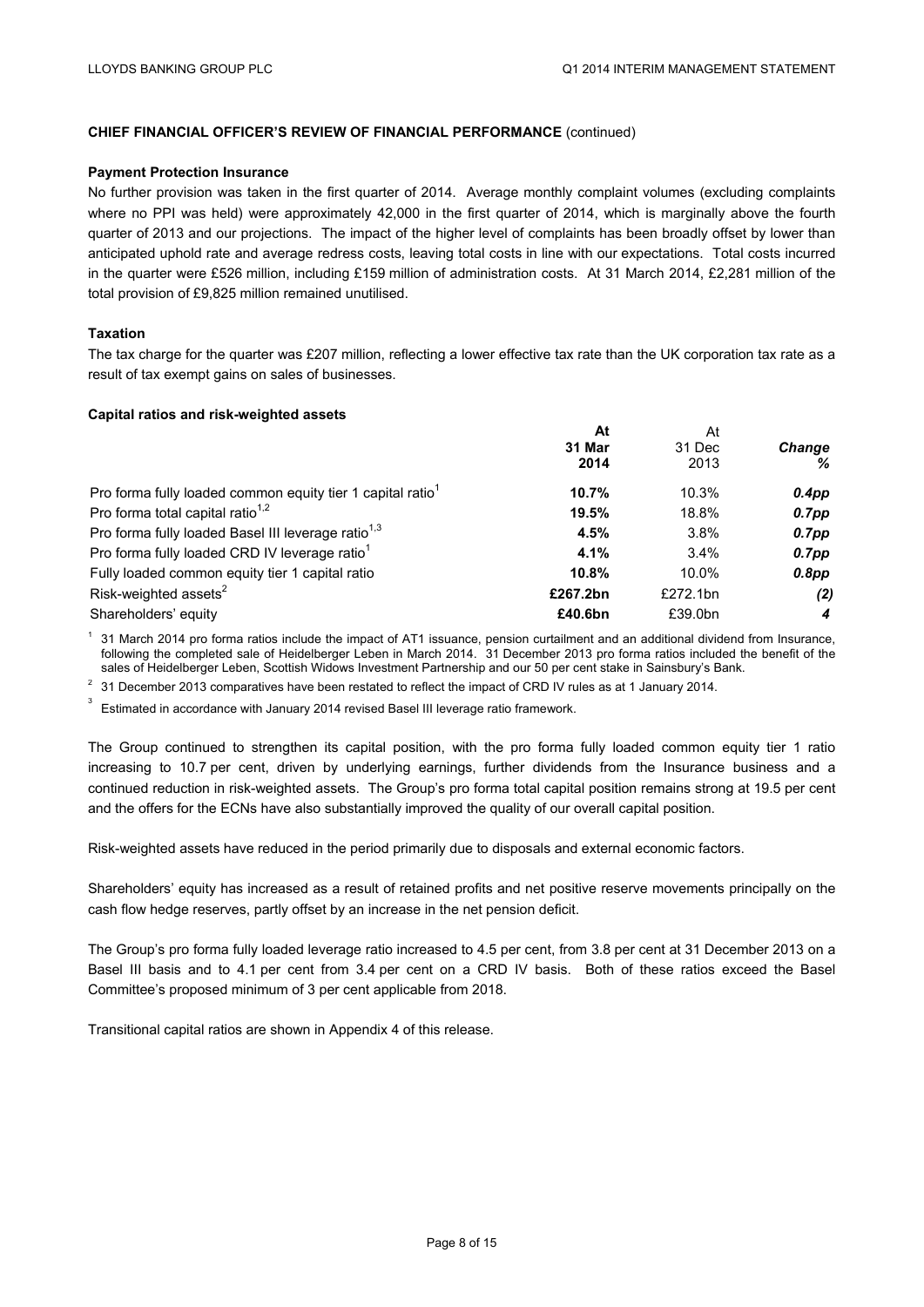**CHIEF FINANCIAL OFFICER'S REVIEW OF FINANCIAL PERFORMANCE** (continued)

**Payment Protection Insurance**

No further provision was taken in the first quarter of 2014. Average monthly complaint volumes (excluding complaints where no PPI was held) were approximately 42,000 in the first quarter of 2014, which is marginally above the fourth quarter of 2013 and our projections. The impact of the higher level of complaints has been broadly offset by lower than anticipated uphold rate and average redress costs, leaving total costs in line with our expectations. Total costs incurred in the quarter were £526 million, including £159 million of administration costs. At 31 March 2014, £2,281 million of the total provision of £9,825 million remained unutilised.

**Taxation**

The tax charge for the quarter was £207 million, reflecting a lower effective tax rate than the UK corporation tax rate as a result of tax exempt gains on sales of businesses.

**Capital ratios and risk-weighted assets**

| | **At 31 Mar 2014** | At 31 Dec 2013 | ***Change %*** |
|---|---|---|---|
| Pro forma fully loaded common equity tier 1 capital ratio[1] | **10.7%** | 10.3% | ***0.4pp*** |
| Pro forma total capital ratio[1,2] | **19.5%** | 18.8% | ***0.7pp*** |
| Pro forma fully loaded Basel III leverage ratio[1,3] | **4.5%** | 3.8% | ***0.7pp*** |
| Pro forma fully loaded CRD IV leverage ratio[1] | **4.1%** | 3.4% | ***0.7pp*** |
| Fully loaded common equity tier 1 capital ratio | **10.8%** | 10.0% | ***0.8pp*** |
| Risk-weighted assets[2] | **£267.2bn** | £272.1bn | ***(2)*** |
| Shareholders' equity | **£40.6bn** | £39.0bn | ***4*** |

[1] 31 March 2014 pro forma ratios include the impact of AT1 issuance, pension curtailment and an additional dividend from Insurance, following the completed sale of Heidelberger Leben in March 2014. 31 December 2013 pro forma ratios included the benefit of the sales of Heidelberger Leben, Scottish Widows Investment Partnership and our 50 per cent stake in Sainsbury's Bank.

[2] 31 December 2013 comparatives have been restated to reflect the impact of CRD IV rules as at 1 January 2014.

[3] Estimated in accordance with January 2014 revised Basel III leverage ratio framework.

The Group continued to strengthen its capital position, with the pro forma fully loaded common equity tier 1 ratio increasing to 10.7 per cent, driven by underlying earnings, further dividends from the Insurance business and a continued reduction in risk-weighted assets. The Group's pro forma total capital position remains strong at 19.5 per cent and the offers for the ECNs have also substantially improved the quality of our overall capital position.

Risk-weighted assets have reduced in the period primarily due to disposals and external economic factors.

Shareholders' equity has increased as a result of retained profits and net positive reserve movements principally on the cash flow hedge reserves, partly offset by an increase in the net pension deficit.

The Group's pro forma fully loaded leverage ratio increased to 4.5 per cent, from 3.8 per cent at 31 December 2013 on a Basel III basis and to 4.1 per cent from 3.4 per cent on a CRD IV basis. Both of these ratios exceed the Basel Committee's proposed minimum of 3 per cent applicable from 2018.

Transitional capital ratios are shown in Appendix 4 of this release.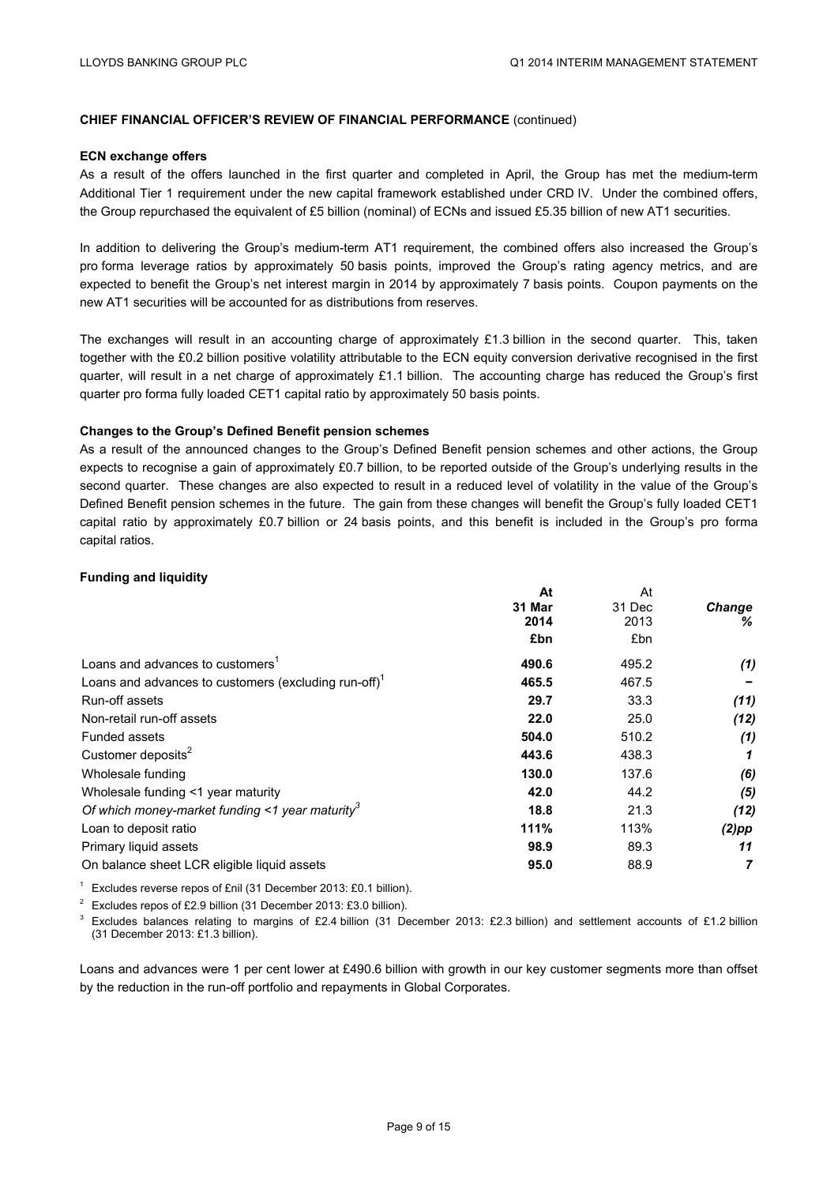**CHIEF FINANCIAL OFFICER'S REVIEW OF FINANCIAL PERFORMANCE** (continued)

**ECN exchange offers**

As a result of the offers launched in the first quarter and completed in April, the Group has met the medium-term Additional Tier 1 requirement under the new capital framework established under CRD IV. Under the combined offers, the Group repurchased the equivalent of £5 billion (nominal) of ECNs and issued £5.35 billion of new AT1 securities.

In addition to delivering the Group's medium-term AT1 requirement, the combined offers also increased the Group's pro forma leverage ratios by approximately 50 basis points, improved the Group's rating agency metrics, and are expected to benefit the Group's net interest margin in 2014 by approximately 7 basis points. Coupon payments on the new AT1 securities will be accounted for as distributions from reserves.

The exchanges will result in an accounting charge of approximately £1.3 billion in the second quarter. This, taken together with the £0.2 billion positive volatility attributable to the ECN equity conversion derivative recognised in the first quarter, will result in a net charge of approximately £1.1 billion. The accounting charge has reduced the Group's first quarter pro forma fully loaded CET1 capital ratio by approximately 50 basis points.

**Changes to the Group's Defined Benefit pension schemes**

As a result of the announced changes to the Group's Defined Benefit pension schemes and other actions, the Group expects to recognise a gain of approximately £0.7 billion, to be reported outside of the Group's underlying results in the second quarter. These changes are also expected to result in a reduced level of volatility in the value of the Group's Defined Benefit pension schemes in the future. The gain from these changes will benefit the Group's fully loaded CET1 capital ratio by approximately £0.7 billion or 24 basis points, and this benefit is included in the Group's pro forma capital ratios.

**Funding and liquidity**

| | **At 31 Mar 2014 £bn** | At 31 Dec 2013 £bn | ***Change %*** |
|---|---|---|---|
| Loans and advances to customers[1] | **490.6** | 495.2 | ***(1)*** |
| Loans and advances to customers (excluding run-off)[1] | **465.5** | 467.5 | ***–*** |
| Run-off assets | **29.7** | 33.3 | ***(11)*** |
| Non-retail run-off assets | **22.0** | 25.0 | ***(12)*** |
| Funded assets | **504.0** | 510.2 | ***(1)*** |
| Customer deposits[2] | **443.6** | 438.3 | ***1*** |
| Wholesale funding | **130.0** | 137.6 | ***(6)*** |
| Wholesale funding <1 year maturity | **42.0** | 44.2 | ***(5)*** |
| *Of which money-market funding <1 year maturity*[3] | **18.8** | 21.3 | ***(12)*** |
| Loan to deposit ratio | **111%** | 113% | ***(2)pp*** |
| Primary liquid assets | **98.9** | 89.3 | ***11*** |
| On balance sheet LCR eligible liquid assets | **95.0** | 88.9 | ***7*** |

[1] Excludes reverse repos of £nil (31 December 2013: £0.1 billion).

[2] Excludes repos of £2.9 billion (31 December 2013: £3.0 billion).

[3] Excludes balances relating to margins of £2.4 billion (31 December 2013: £2.3 billion) and settlement accounts of £1.2 billion (31 December 2013: £1.3 billion).

Loans and advances were 1 per cent lower at £490.6 billion with growth in our key customer segments more than offset by the reduction in the run-off portfolio and repayments in Global Corporates.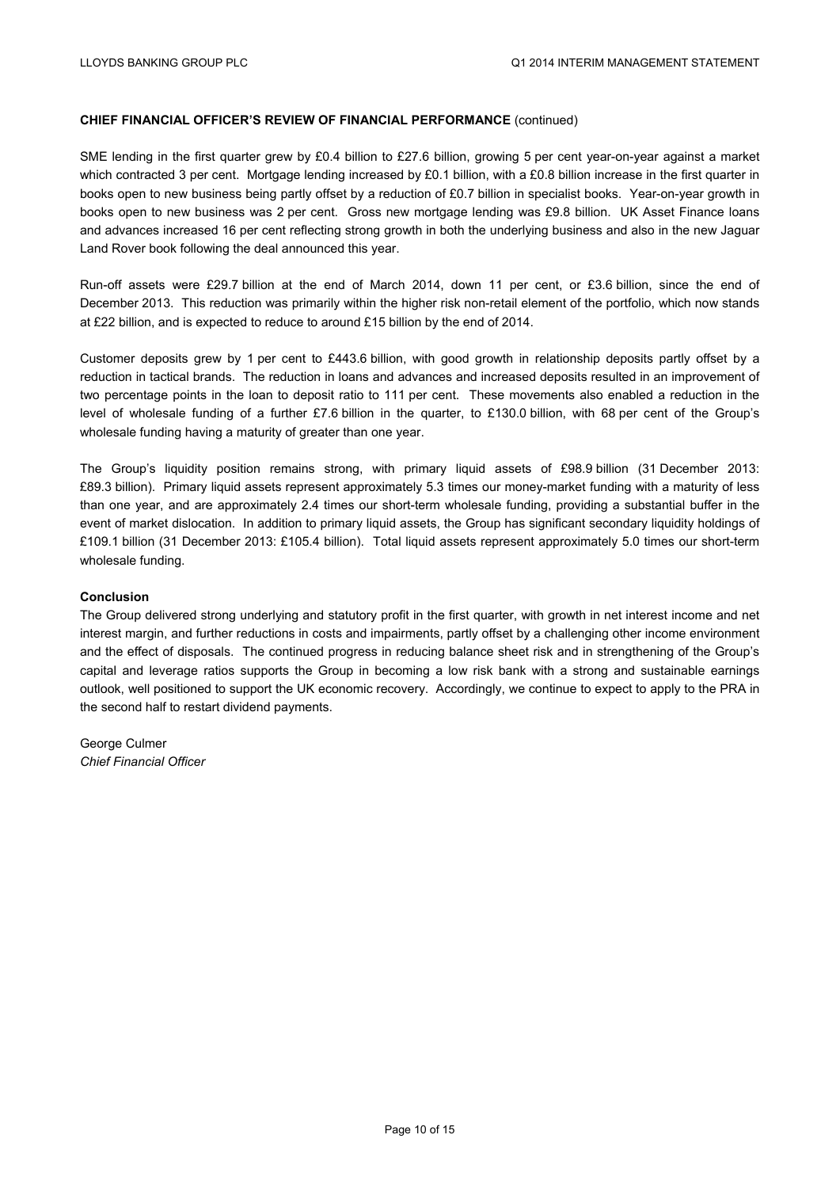**CHIEF FINANCIAL OFFICER'S REVIEW OF FINANCIAL PERFORMANCE** (continued)

SME lending in the first quarter grew by £0.4 billion to £27.6 billion, growing 5 per cent year-on-year against a market which contracted 3 per cent. Mortgage lending increased by £0.1 billion, with a £0.8 billion increase in the first quarter in books open to new business being partly offset by a reduction of £0.7 billion in specialist books. Year-on-year growth in books open to new business was 2 per cent. Gross new mortgage lending was £9.8 billion. UK Asset Finance loans and advances increased 16 per cent reflecting strong growth in both the underlying business and also in the new Jaguar Land Rover book following the deal announced this year.

Run-off assets were £29.7 billion at the end of March 2014, down 11 per cent, or £3.6 billion, since the end of December 2013. This reduction was primarily within the higher risk non-retail element of the portfolio, which now stands at £22 billion, and is expected to reduce to around £15 billion by the end of 2014.

Customer deposits grew by 1 per cent to £443.6 billion, with good growth in relationship deposits partly offset by a reduction in tactical brands. The reduction in loans and advances and increased deposits resulted in an improvement of two percentage points in the loan to deposit ratio to 111 per cent. These movements also enabled a reduction in the level of wholesale funding of a further £7.6 billion in the quarter, to £130.0 billion, with 68 per cent of the Group's wholesale funding having a maturity of greater than one year.

The Group's liquidity position remains strong, with primary liquid assets of £98.9 billion (31 December 2013: £89.3 billion). Primary liquid assets represent approximately 5.3 times our money-market funding with a maturity of less than one year, and are approximately 2.4 times our short-term wholesale funding, providing a substantial buffer in the event of market dislocation. In addition to primary liquid assets, the Group has significant secondary liquidity holdings of £109.1 billion (31 December 2013: £105.4 billion). Total liquid assets represent approximately 5.0 times our short-term wholesale funding.

**Conclusion**

The Group delivered strong underlying and statutory profit in the first quarter, with growth in net interest income and net interest margin, and further reductions in costs and impairments, partly offset by a challenging other income environment and the effect of disposals. The continued progress in reducing balance sheet risk and in strengthening of the Group's capital and leverage ratios supports the Group in becoming a low risk bank with a strong and sustainable earnings outlook, well positioned to support the UK economic recovery. Accordingly, we continue to expect to apply to the PRA in the second half to restart dividend payments.

George Culmer
*Chief Financial Officer*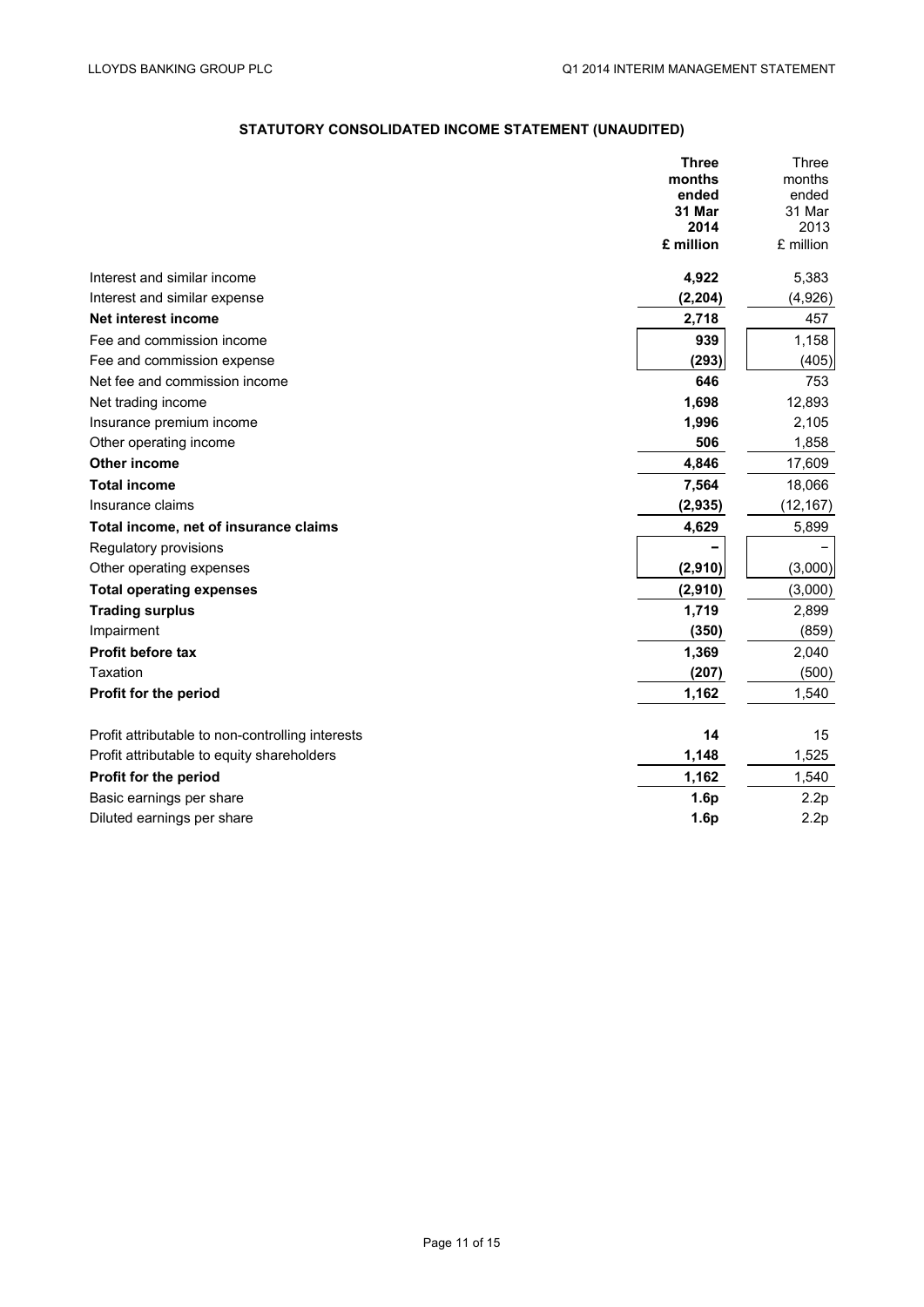## STATUTORY CONSOLIDATED INCOME STATEMENT (UNAUDITED)

| | **Three months ended 31 Mar 2014 £ million** | Three months ended 31 Mar 2013 £ million |
|---|---|---|
| Interest and similar income | **4,922** | 5,383 |
| Interest and similar expense | **(2,204)** | (4,926) |
| **Net interest income** | **2,718** | 457 |
| Fee and commission income | **939** | 1,158 |
| Fee and commission expense | **(293)** | (405) |
| Net fee and commission income | **646** | 753 |
| Net trading income | **1,698** | 12,893 |
| Insurance premium income | **1,996** | 2,105 |
| Other operating income | **506** | 1,858 |
| **Other income** | **4,846** | 17,609 |
| **Total income** | **7,564** | 18,066 |
| Insurance claims | **(2,935)** | (12,167) |
| **Total income, net of insurance claims** | **4,629** | 5,899 |
| Regulatory provisions | **–** | – |
| Other operating expenses | **(2,910)** | (3,000) |
| **Total operating expenses** | **(2,910)** | (3,000) |
| **Trading surplus** | **1,719** | 2,899 |
| Impairment | **(350)** | (859) |
| **Profit before tax** | **1,369** | 2,040 |
| Taxation | **(207)** | (500) |
| **Profit for the period** | **1,162** | 1,540 |
| | | |
| Profit attributable to non-controlling interests | **14** | 15 |
| Profit attributable to equity shareholders | **1,148** | 1,525 |
| **Profit for the period** | **1,162** | 1,540 |
| Basic earnings per share | **1.6p** | 2.2p |
| Diluted earnings per share | **1.6p** | 2.2p |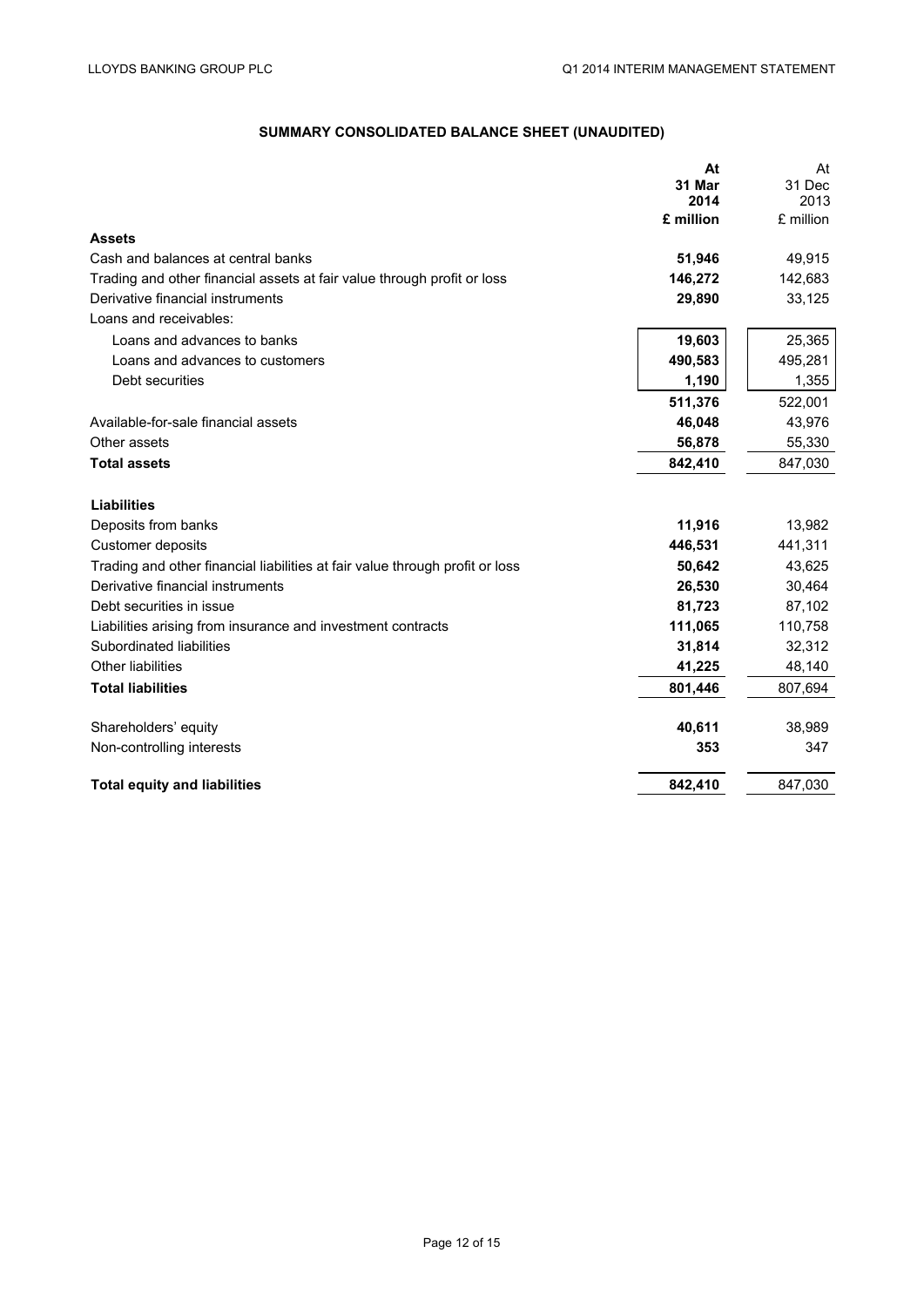## SUMMARY CONSOLIDATED BALANCE SHEET (UNAUDITED)

| | At 31 Mar 2014 £ million | At 31 Dec 2013 £ million |
|---|---|---|
| **Assets** | | |
| Cash and balances at central banks | **51,946** | 49,915 |
| Trading and other financial assets at fair value through profit or loss | **146,272** | 142,683 |
| Derivative financial instruments | **29,890** | 33,125 |
| Loans and receivables: | | |
| Loans and advances to banks | **19,603** | 25,365 |
| Loans and advances to customers | **490,583** | 495,281 |
| Debt securities | **1,190** | 1,355 |
| | **511,376** | 522,001 |
| Available-for-sale financial assets | **46,048** | 43,976 |
| Other assets | **56,878** | 55,330 |
| **Total assets** | **842,410** | 847,030 |
| | | |
| **Liabilities** | | |
| Deposits from banks | **11,916** | 13,982 |
| Customer deposits | **446,531** | 441,311 |
| Trading and other financial liabilities at fair value through profit or loss | **50,642** | 43,625 |
| Derivative financial instruments | **26,530** | 30,464 |
| Debt securities in issue | **81,723** | 87,102 |
| Liabilities arising from insurance and investment contracts | **111,065** | 110,758 |
| Subordinated liabilities | **31,814** | 32,312 |
| Other liabilities | **41,225** | 48,140 |
| **Total liabilities** | **801,446** | 807,694 |
| | | |
| Shareholders' equity | **40,611** | 38,989 |
| Non-controlling interests | **353** | 347 |
| | | |
| **Total equity and liabilities** | **842,410** | 847,030 |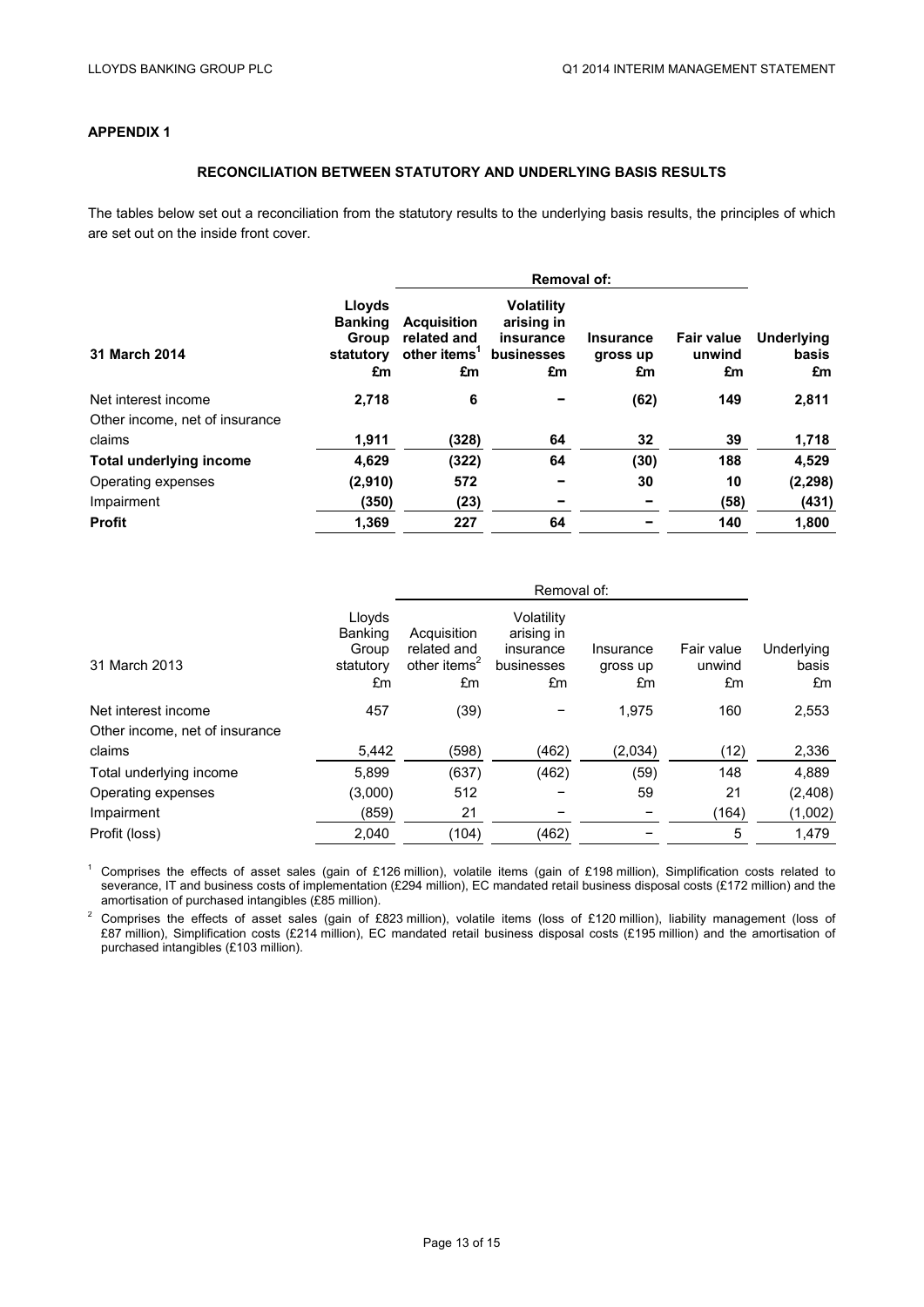## APPENDIX 1

### RECONCILIATION BETWEEN STATUTORY AND UNDERLYING BASIS RESULTS

The tables below set out a reconciliation from the statutory results to the underlying basis results, the principles of which are set out on the inside front cover.

| | | Removal of: | | | | |
|---|---|---|---|---|---|---|
| **31 March 2014** | **Lloyds Banking Group statutory £m** | **Acquisition related and other items[1] £m** | **Volatility arising in insurance businesses £m** | **Insurance gross up £m** | **Fair value unwind £m** | **Underlying basis £m** |
| Net interest income | **2,718** | **6** | **–** | **(62)** | **149** | **2,811** |
| Other income, net of insurance claims | **1,911** | **(328)** | **64** | **32** | **39** | **1,718** |
| **Total underlying income** | **4,629** | **(322)** | **64** | **(30)** | **188** | **4,529** |
| Operating expenses | **(2,910)** | **572** | **–** | **30** | **10** | **(2,298)** |
| Impairment | **(350)** | **(23)** | **–** | **–** | **(58)** | **(431)** |
| **Profit** | **1,369** | **227** | **64** | **–** | **140** | **1,800** |

| | | Removal of: | | | | |
|---|---|---|---|---|---|---|
| 31 March 2013 | Lloyds Banking Group statutory £m | Acquisition related and other items[2] £m | Volatility arising in insurance businesses £m | Insurance gross up £m | Fair value unwind £m | Underlying basis £m |
| Net interest income | 457 | (39) | – | 1,975 | 160 | 2,553 |
| Other income, net of insurance claims | 5,442 | (598) | (462) | (2,034) | (12) | 2,336 |
| Total underlying income | 5,899 | (637) | (462) | (59) | 148 | 4,889 |
| Operating expenses | (3,000) | 512 | – | 59 | 21 | (2,408) |
| Impairment | (859) | 21 | – | – | (164) | (1,002) |
| Profit (loss) | 2,040 | (104) | (462) | – | 5 | 1,479 |

[1] Comprises the effects of asset sales (gain of £126 million), volatile items (gain of £198 million), Simplification costs related to severance, IT and business costs of implementation (£294 million), EC mandated retail business disposal costs (£172 million) and the amortisation of purchased intangibles (£85 million).

[2] Comprises the effects of asset sales (gain of £823 million), volatile items (loss of £120 million), liability management (loss of £87 million), Simplification costs (£214 million), EC mandated retail business disposal costs (£195 million) and the amortisation of purchased intangibles (£103 million).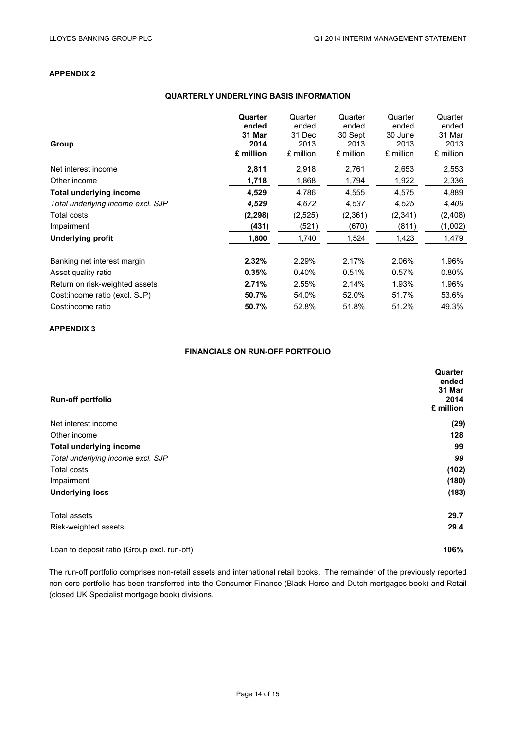## APPENDIX 2

### QUARTERLY UNDERLYING BASIS INFORMATION

| Group | **Quarter ended 31 Mar 2014 £ million** | Quarter ended 31 Dec 2013 £ million | Quarter ended 30 Sept 2013 £ million | Quarter ended 30 June 2013 £ million | Quarter ended 31 Mar 2013 £ million |
|---|---|---|---|---|---|
| Net interest income | **2,811** | 2,918 | 2,761 | 2,653 | 2,553 |
| Other income | **1,718** | 1,868 | 1,794 | 1,922 | 2,336 |
| **Total underlying income** | **4,529** | 4,786 | 4,555 | 4,575 | 4,889 |
| *Total underlying income excl. SJP* | ***4,529*** | *4,672* | *4,537* | *4,525* | *4,409* |
| Total costs | **(2,298)** | (2,525) | (2,361) | (2,341) | (2,408) |
| Impairment | **(431)** | (521) | (670) | (811) | (1,002) |
| **Underlying profit** | **1,800** | 1,740 | 1,524 | 1,423 | 1,479 |
| | | | | | |
| Banking net interest margin | **2.32%** | 2.29% | 2.17% | 2.06% | 1.96% |
| Asset quality ratio | **0.35%** | 0.40% | 0.51% | 0.57% | 0.80% |
| Return on risk-weighted assets | **2.71%** | 2.55% | 2.14% | 1.93% | 1.96% |
| Cost:income ratio (excl. SJP) | **50.7%** | 54.0% | 52.0% | 51.7% | 53.6% |
| Cost:income ratio | **50.7%** | 52.8% | 51.8% | 51.2% | 49.3% |

## APPENDIX 3

### FINANCIALS ON RUN-OFF PORTFOLIO

| Run-off portfolio | **Quarter ended 31 Mar 2014 £ million** |
|---|---|
| Net interest income | **(29)** |
| Other income | **128** |
| **Total underlying income** | **99** |
| *Total underlying income excl. SJP* | ***99*** |
| Total costs | **(102)** |
| Impairment | **(180)** |
| **Underlying loss** | **(183)** |
| | |
| Total assets | **29.7** |
| Risk-weighted assets | **29.4** |
| | |
| Loan to deposit ratio (Group excl. run-off) | **106%** |

The run-off portfolio comprises non-retail assets and international retail books. The remainder of the previously reported non-core portfolio has been transferred into the Consumer Finance (Black Horse and Dutch mortgages book) and Retail (closed UK Specialist mortgage book) divisions.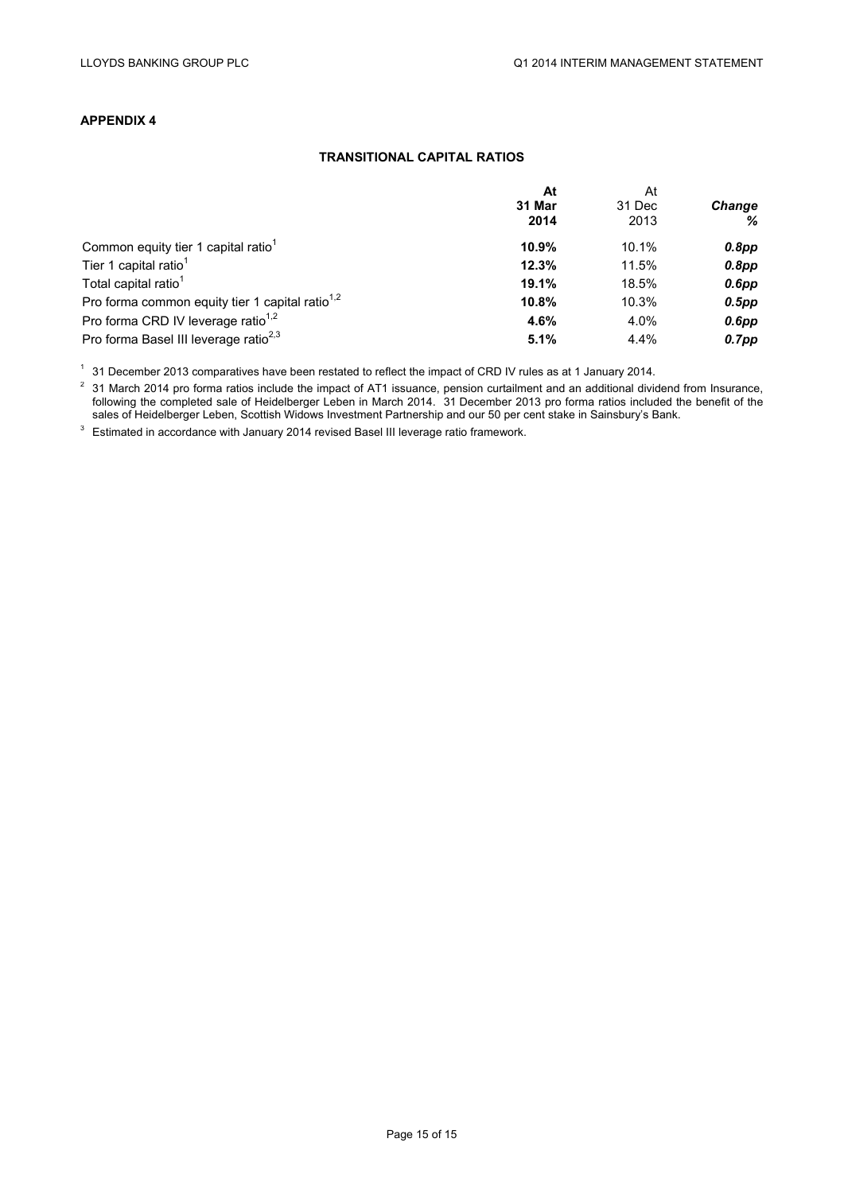## APPENDIX 4

### TRANSITIONAL CAPITAL RATIOS

| | **At 31 Mar 2014** | At 31 Dec 2013 | ***Change %*** |
|---|---|---|---|
| Common equity tier 1 capital ratio[1] | **10.9%** | 10.1% | ***0.8pp*** |
| Tier 1 capital ratio[1] | **12.3%** | 11.5% | ***0.8pp*** |
| Total capital ratio[1] | **19.1%** | 18.5% | ***0.6pp*** |
| Pro forma common equity tier 1 capital ratio[1,2] | **10.8%** | 10.3% | ***0.5pp*** |
| Pro forma CRD IV leverage ratio[1,2] | **4.6%** | 4.0% | ***0.6pp*** |
| Pro forma Basel III leverage ratio[2,3] | **5.1%** | 4.4% | ***0.7pp*** |

[1] 31 December 2013 comparatives have been restated to reflect the impact of CRD IV rules as at 1 January 2014.

[2] 31 March 2014 pro forma ratios include the impact of AT1 issuance, pension curtailment and an additional dividend from Insurance, following the completed sale of Heidelberger Leben in March 2014. 31 December 2013 pro forma ratios included the benefit of the sales of Heidelberger Leben, Scottish Widows Investment Partnership and our 50 per cent stake in Sainsbury's Bank.

[3] Estimated in accordance with January 2014 revised Basel III leverage ratio framework.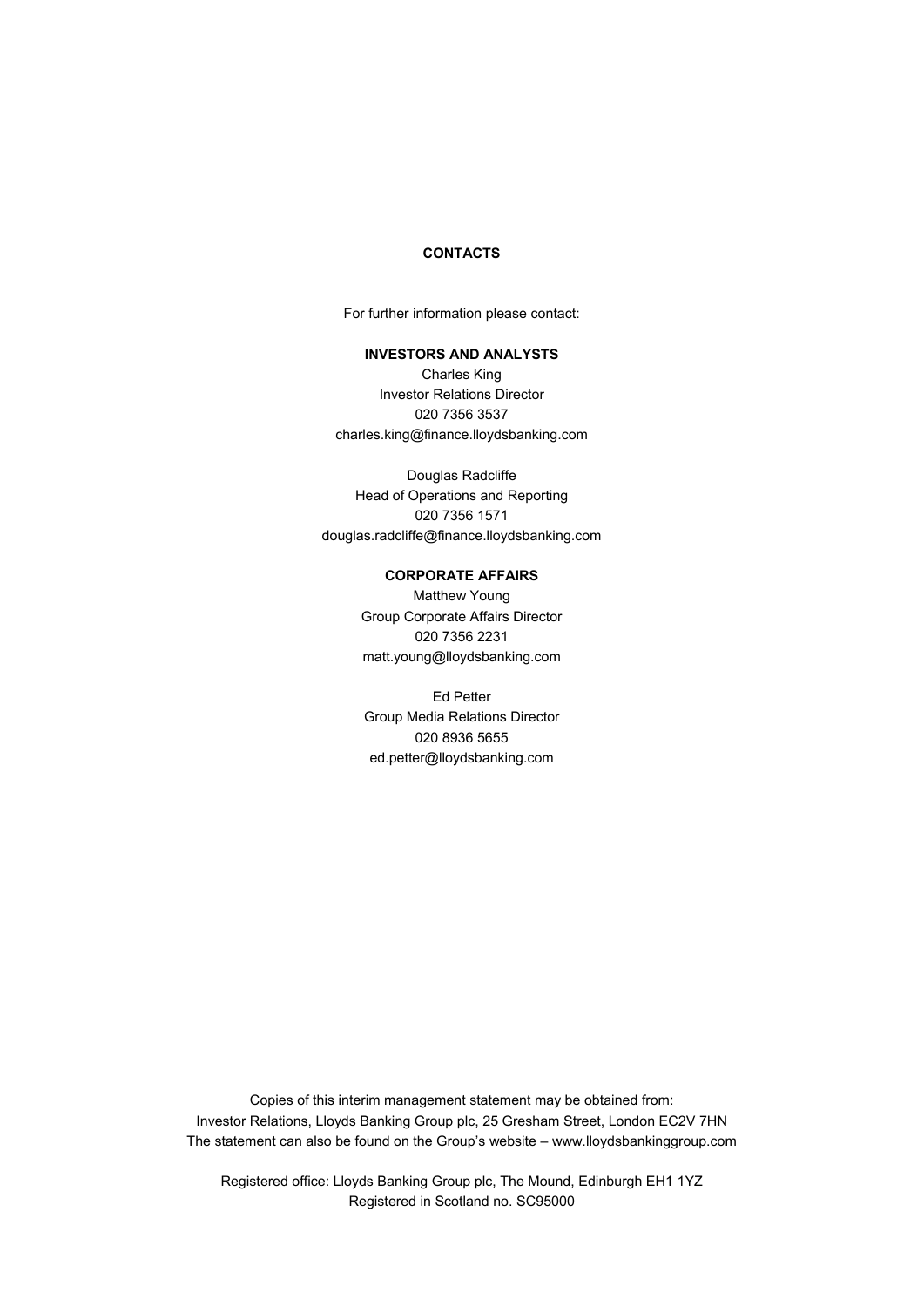## CONTACTS

For further information please contact:

**INVESTORS AND ANALYSTS**

Charles King
Investor Relations Director
020 7356 3537
charles.king@finance.lloydsbanking.com

Douglas Radcliffe
Head of Operations and Reporting
020 7356 1571
douglas.radcliffe@finance.lloydsbanking.com

**CORPORATE AFFAIRS**

Matthew Young
Group Corporate Affairs Director
020 7356 2231
matt.young@lloydsbanking.com

Ed Petter
Group Media Relations Director
020 8936 5655
ed.petter@lloydsbanking.com

Copies of this interim management statement may be obtained from:
Investor Relations, Lloyds Banking Group plc, 25 Gresham Street, London EC2V 7HN
The statement can also be found on the Group's website – www.lloydsbankinggroup.com

Registered office: Lloyds Banking Group plc, The Mound, Edinburgh EH1 1YZ
Registered in Scotland no. SC95000